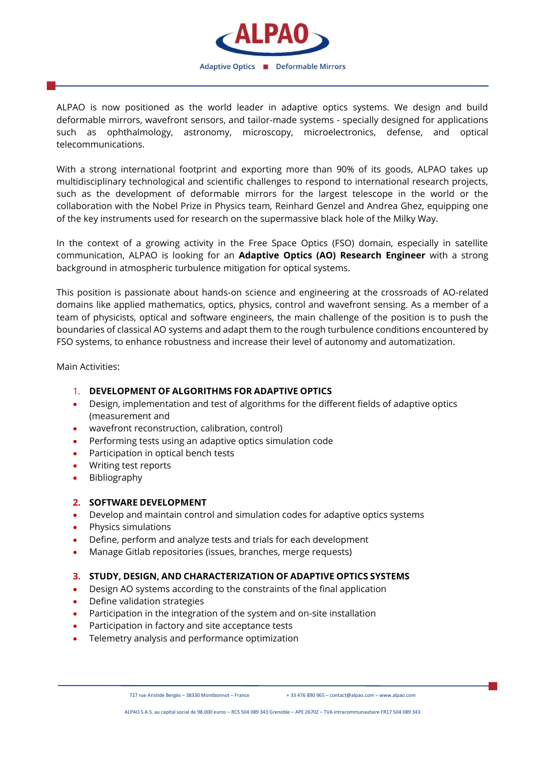ALPAO is now positioned as the world leader in adaptive optics systems. We design and build deformable mirrors, wavefront sensors, and tailor-made systems - specially designed for applications such as ophthalmology, astronomy, microscopy, microelectronics, defense, and optical telecommunications.

With a strong international footprint and exporting more than 90% of its goods, ALPAO takes up multidisciplinary technological and scientific challenges to respond to international research projects, such as the development of deformable mirrors for the largest telescope in the world or the collaboration with the Nobel Prize in Physics team, Reinhard Genzel and Andrea Ghez, equipping one of the key instruments used for research on the supermassive black hole of the Milky Way.

In the context of a growing activity in the Free Space Optics (FSO) domain, especially in satellite communication, ALPAO is looking for an **Adaptive Optics (AO) Research Engineer** with a strong background in atmospheric turbulence mitigation for optical systems.

This position is passionate about hands-on science and engineering at the crossroads of AO-related domains like applied mathematics, optics, physics, control and wavefront sensing. As a member of a team of physicists, optical and software engineers, the main challenge of the position is to push the boundaries of classical AO systems and adapt them to the rough turbulence conditions encountered by FSO systems, to enhance robustness and increase their level of autonomy and automatization.

Main Activities:

1. **DEVELOPMENT OF ALGORITHMS FOR ADAPTIVE OPTICS**

- Design, implementation and test of algorithms for the different fields of adaptive optics (measurement and
- wavefront reconstruction, calibration, control)
- Performing tests using an adaptive optics simulation code
- Participation in optical bench tests
- Writing test reports
- Bibliography

2. **SOFTWARE DEVELOPMENT**

- Develop and maintain control and simulation codes for adaptive optics systems
- Physics simulations
- Define, perform and analyze tests and trials for each development
- Manage Gitlab repositories (issues, branches, merge requests)

3. **STUDY, DESIGN, AND CHARACTERIZATION OF ADAPTIVE OPTICS SYSTEMS**

- Design AO systems according to the constraints of the final application
- Define validation strategies
- Participation in the integration of the system and on-site installation
- Participation in factory and site acceptance tests
- Telemetry analysis and performance optimization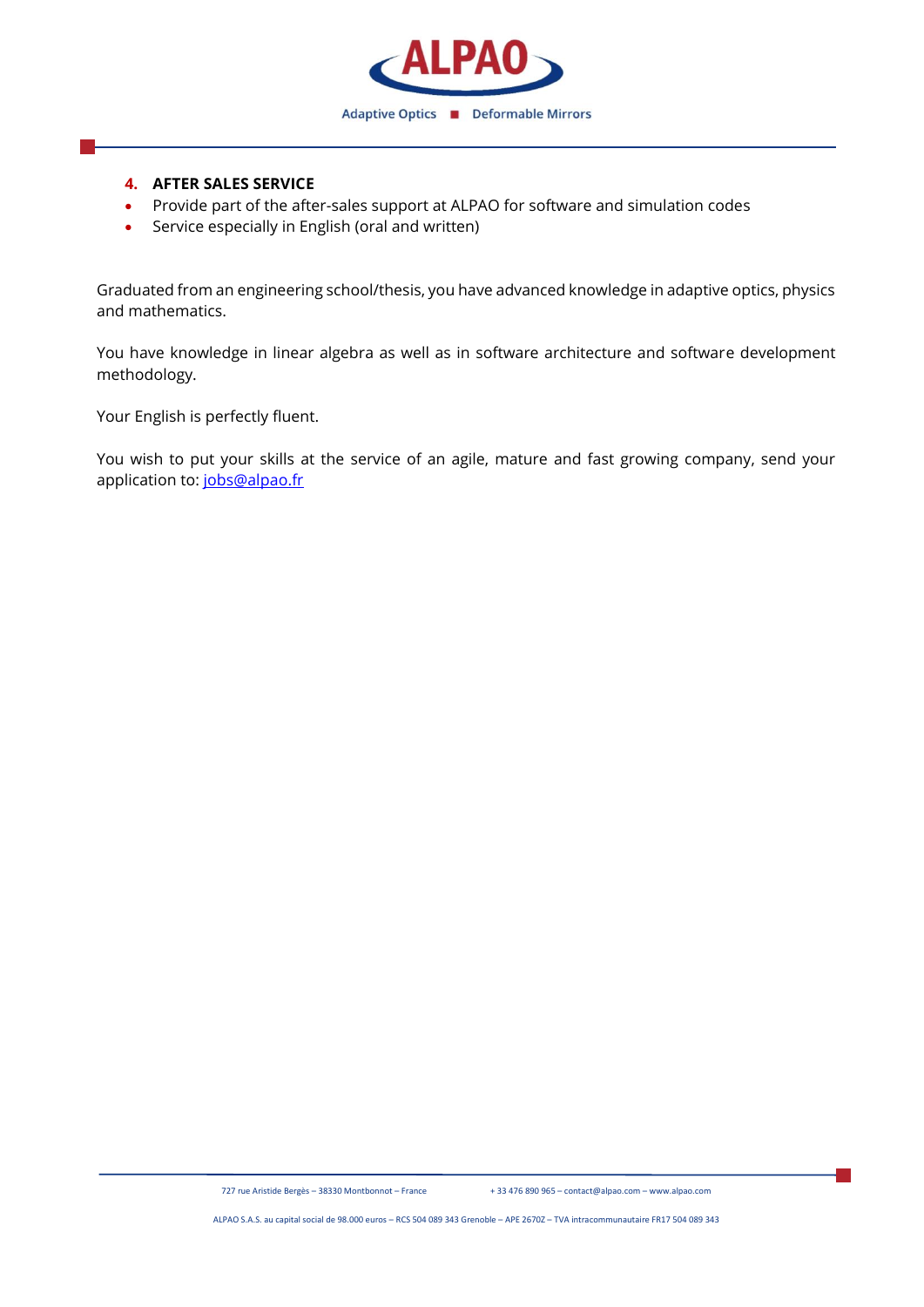4. **AFTER SALES SERVICE**

- Provide part of the after-sales support at ALPAO for software and simulation codes
- Service especially in English (oral and written)

Graduated from an engineering school/thesis, you have advanced knowledge in adaptive optics, physics and mathematics.

You have knowledge in linear algebra as well as in software architecture and software development methodology.

Your English is perfectly fluent.

You wish to put your skills at the service of an agile, mature and fast growing company, send your application to: jobs@alpao.fr